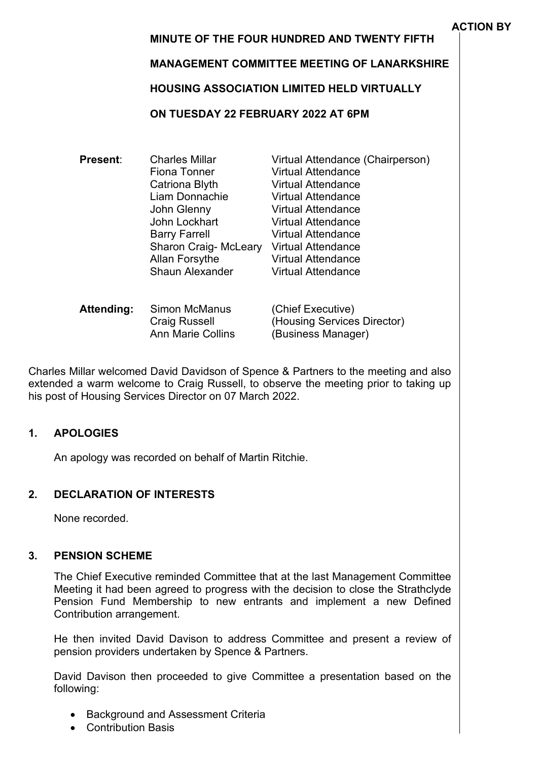**ACTION BY**

# MINUTE OF THE FOUR HUNDRED AND TWENTY FIFTH MANAGEMENT COMMITTEE MEETING OF LANARKSHIRE HOUSING ASSOCIATION LIMITED HELD VIRTUALLY ON TUESDAY 22 FEBRUARY 2022 AT 6PM

| | | |
|---|---|---|
| **Present**: | Charles Millar | Virtual Attendance (Chairperson) |
| | Fiona Tonner | Virtual Attendance |
| | Catriona Blyth | Virtual Attendance |
| | Liam Donnachie | Virtual Attendance |
| | John Glenny | Virtual Attendance |
| | John Lockhart | Virtual Attendance |
| | Barry Farrell | Virtual Attendance |
| | Sharon Craig- McLeary | Virtual Attendance |
| | Allan Forsythe | Virtual Attendance |
| | Shaun Alexander | Virtual Attendance |
| **Attending:** | Simon McManus | (Chief Executive) |
| | Craig Russell | (Housing Services Director) |
| | Ann Marie Collins | (Business Manager) |

Charles Millar welcomed David Davidson of Spence & Partners to the meeting and also extended a warm welcome to Craig Russell, to observe the meeting prior to taking up his post of Housing Services Director on 07 March 2022.

## 1. APOLOGIES

An apology was recorded on behalf of Martin Ritchie.

## 2. DECLARATION OF INTERESTS

None recorded.

## 3. PENSION SCHEME

The Chief Executive reminded Committee that at the last Management Committee Meeting it had been agreed to progress with the decision to close the Strathclyde Pension Fund Membership to new entrants and implement a new Defined Contribution arrangement.

He then invited David Davison to address Committee and present a review of pension providers undertaken by Spence & Partners.

David Davison then proceeded to give Committee a presentation based on the following:

- Background and Assessment Criteria
- Contribution Basis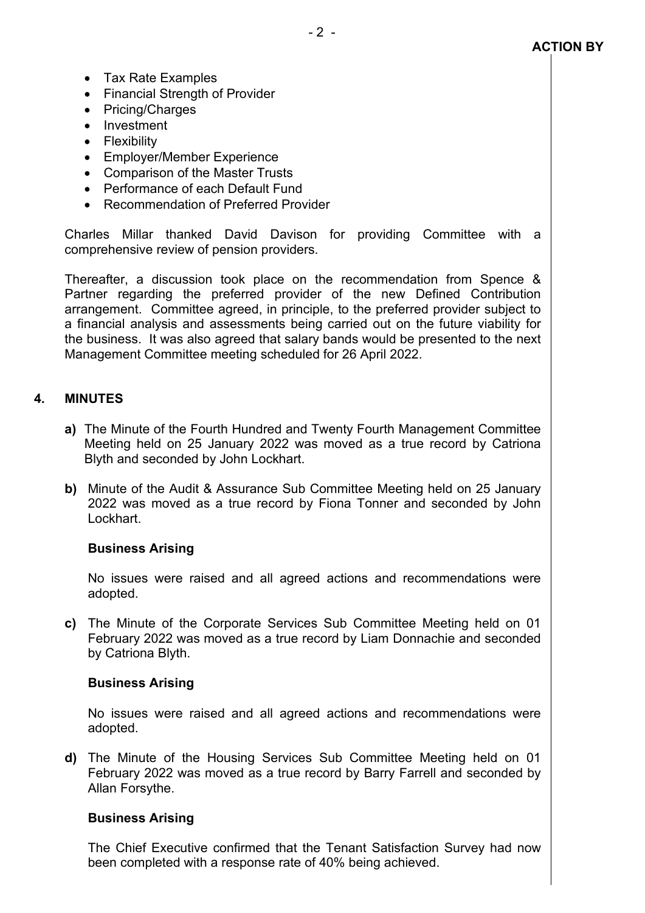**ACTION BY**

- Tax Rate Examples
- Financial Strength of Provider
- Pricing/Charges
- Investment
- Flexibility
- Employer/Member Experience
- Comparison of the Master Trusts
- Performance of each Default Fund
- Recommendation of Preferred Provider

Charles Millar thanked David Davison for providing Committee with a comprehensive review of pension providers.

Thereafter, a discussion took place on the recommendation from Spence & Partner regarding the preferred provider of the new Defined Contribution arrangement. Committee agreed, in principle, to the preferred provider subject to a financial analysis and assessments being carried out on the future viability for the business. It was also agreed that salary bands would be presented to the next Management Committee meeting scheduled for 26 April 2022.

## 4. MINUTES

**a)** The Minute of the Fourth Hundred and Twenty Fourth Management Committee Meeting held on 25 January 2022 was moved as a true record by Catriona Blyth and seconded by John Lockhart.

**b)** Minute of the Audit & Assurance Sub Committee Meeting held on 25 January 2022 was moved as a true record by Fiona Tonner and seconded by John Lockhart.

**Business Arising**

No issues were raised and all agreed actions and recommendations were adopted.

**c)** The Minute of the Corporate Services Sub Committee Meeting held on 01 February 2022 was moved as a true record by Liam Donnachie and seconded by Catriona Blyth.

**Business Arising**

No issues were raised and all agreed actions and recommendations were adopted.

**d)** The Minute of the Housing Services Sub Committee Meeting held on 01 February 2022 was moved as a true record by Barry Farrell and seconded by Allan Forsythe.

**Business Arising**

The Chief Executive confirmed that the Tenant Satisfaction Survey had now been completed with a response rate of 40% being achieved.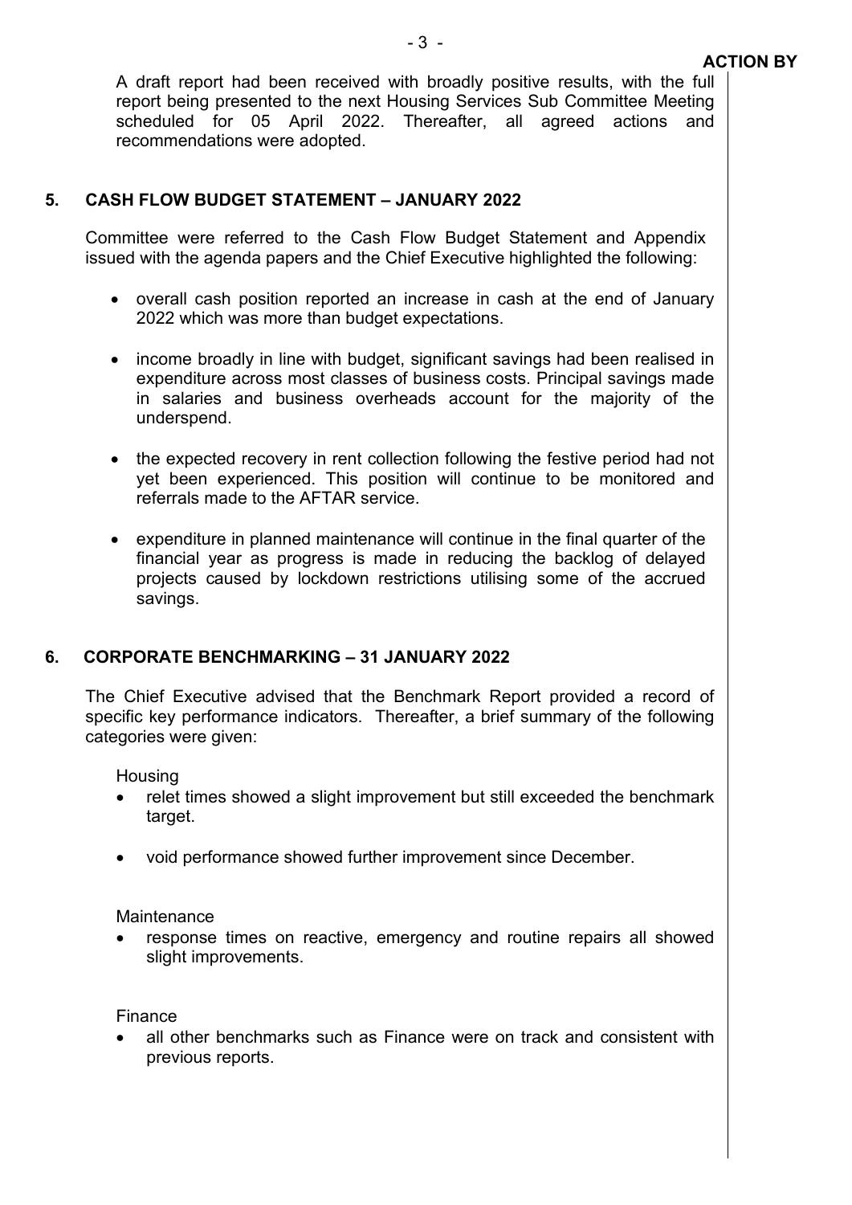**ACTION BY**

A draft report had been received with broadly positive results, with the full report being presented to the next Housing Services Sub Committee Meeting scheduled for 05 April 2022. Thereafter, all agreed actions and recommendations were adopted.

## 5. CASH FLOW BUDGET STATEMENT – JANUARY 2022

Committee were referred to the Cash Flow Budget Statement and Appendix issued with the agenda papers and the Chief Executive highlighted the following:

- overall cash position reported an increase in cash at the end of January 2022 which was more than budget expectations.
- income broadly in line with budget, significant savings had been realised in expenditure across most classes of business costs. Principal savings made in salaries and business overheads account for the majority of the underspend.
- the expected recovery in rent collection following the festive period had not yet been experienced. This position will continue to be monitored and referrals made to the AFTAR service.
- expenditure in planned maintenance will continue in the final quarter of the financial year as progress is made in reducing the backlog of delayed projects caused by lockdown restrictions utilising some of the accrued savings.

## 6. CORPORATE BENCHMARKING – 31 JANUARY 2022

The Chief Executive advised that the Benchmark Report provided a record of specific key performance indicators. Thereafter, a brief summary of the following categories were given:

Housing

- relet times showed a slight improvement but still exceeded the benchmark target.
- void performance showed further improvement since December.

Maintenance

- response times on reactive, emergency and routine repairs all showed slight improvements.

Finance

- all other benchmarks such as Finance were on track and consistent with previous reports.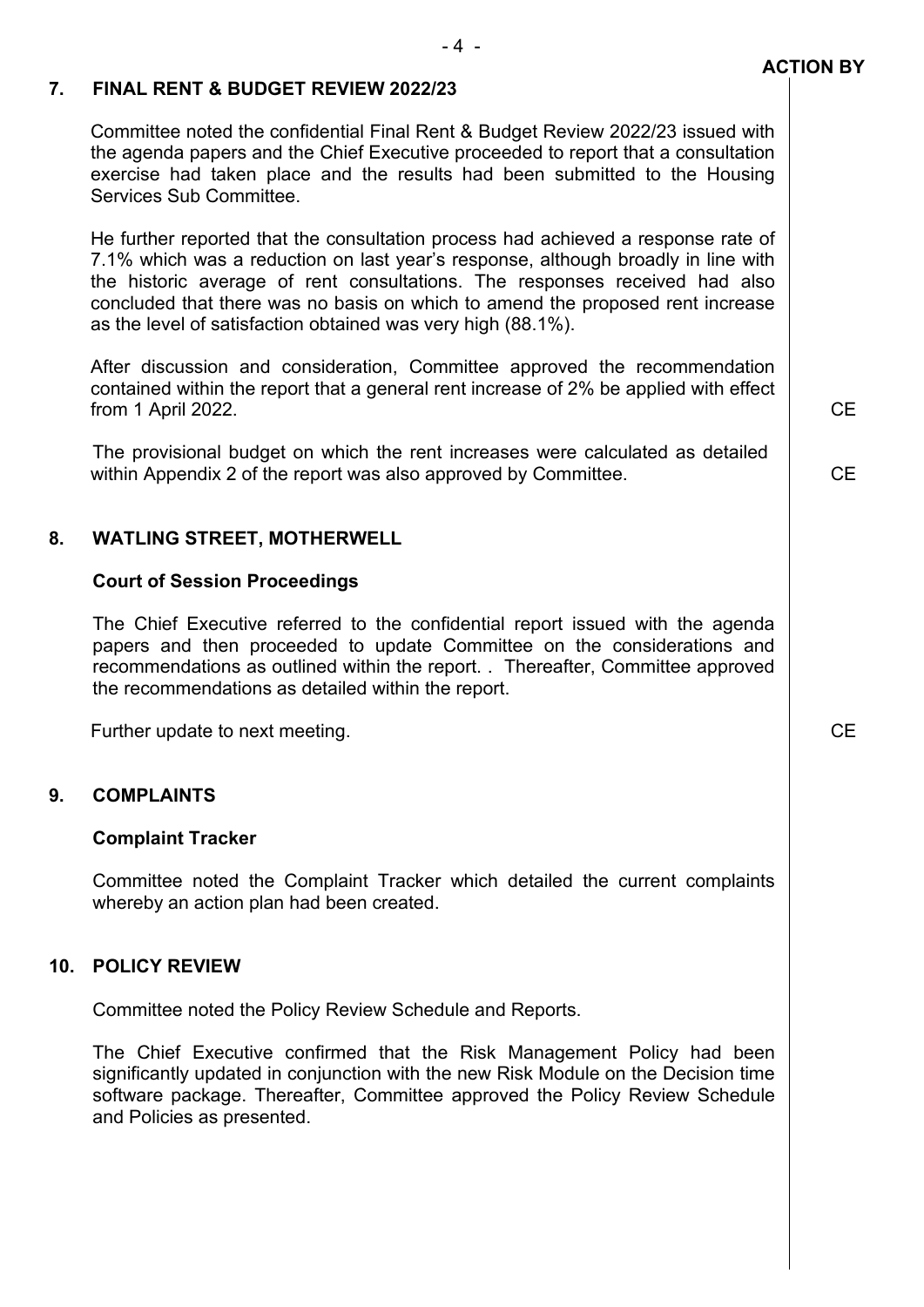**ACTION BY**

## 7. FINAL RENT & BUDGET REVIEW 2022/23

Committee noted the confidential Final Rent & Budget Review 2022/23 issued with the agenda papers and the Chief Executive proceeded to report that a consultation exercise had taken place and the results had been submitted to the Housing Services Sub Committee.

He further reported that the consultation process had achieved a response rate of 7.1% which was a reduction on last year's response, although broadly in line with the historic average of rent consultations. The responses received had also concluded that there was no basis on which to amend the proposed rent increase as the level of satisfaction obtained was very high (88.1%).

After discussion and consideration, Committee approved the recommendation contained within the report that a general rent increase of 2% be applied with effect from 1 April 2022. **CE**

The provisional budget on which the rent increases were calculated as detailed within Appendix 2 of the report was also approved by Committee. **CE**

## 8. WATLING STREET, MOTHERWELL

### Court of Session Proceedings

The Chief Executive referred to the confidential report issued with the agenda papers and then proceeded to update Committee on the considerations and recommendations as outlined within the report. . Thereafter, Committee approved the recommendations as detailed within the report.

Further update to next meeting. **CE**

## 9. COMPLAINTS

### Complaint Tracker

Committee noted the Complaint Tracker which detailed the current complaints whereby an action plan had been created.

## 10. POLICY REVIEW

Committee noted the Policy Review Schedule and Reports.

The Chief Executive confirmed that the Risk Management Policy had been significantly updated in conjunction with the new Risk Module on the Decision time software package. Thereafter, Committee approved the Policy Review Schedule and Policies as presented.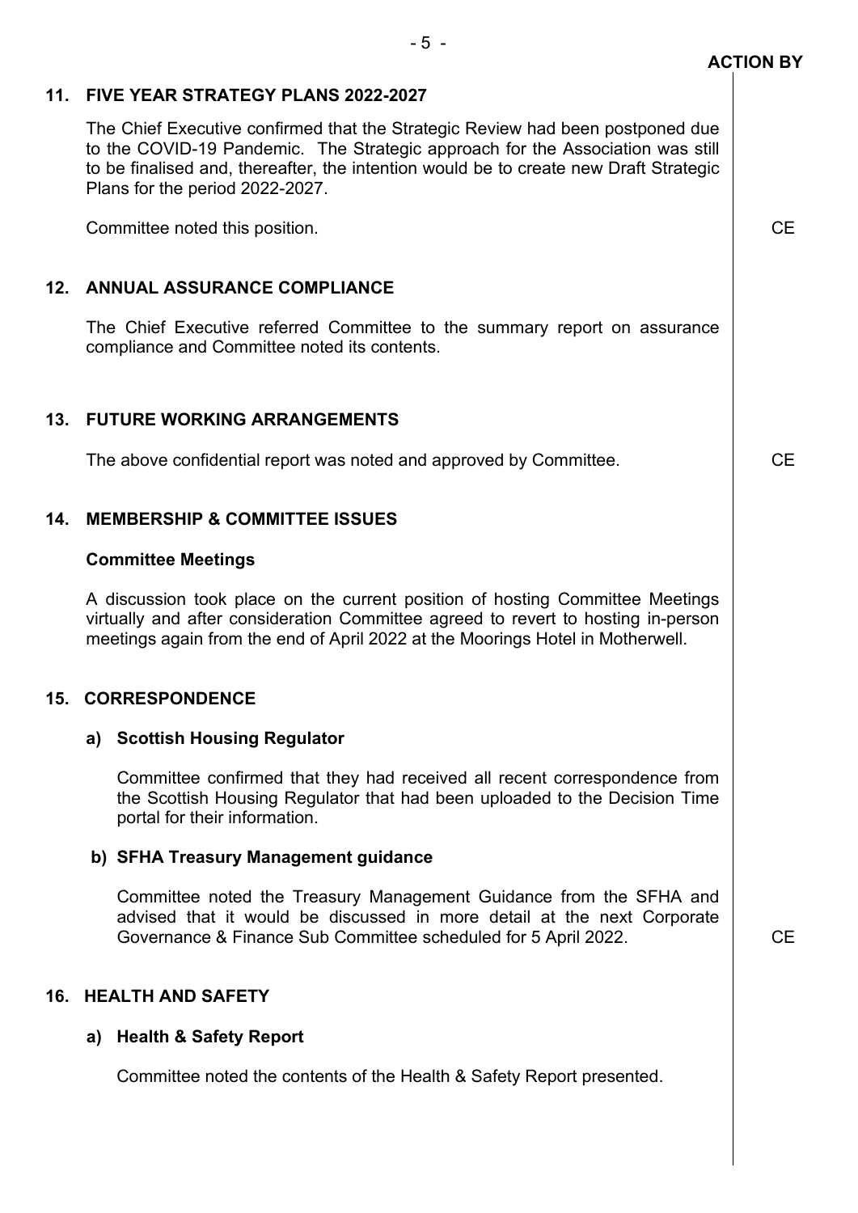**ACTION BY**

## 11. FIVE YEAR STRATEGY PLANS 2022-2027

The Chief Executive confirmed that the Strategic Review had been postponed due to the COVID-19 Pandemic. The Strategic approach for the Association was still to be finalised and, thereafter, the intention would be to create new Draft Strategic Plans for the period 2022-2027.

Committee noted this position. **CE**

## 12. ANNUAL ASSURANCE COMPLIANCE

The Chief Executive referred Committee to the summary report on assurance compliance and Committee noted its contents.

## 13. FUTURE WORKING ARRANGEMENTS

The above confidential report was noted and approved by Committee. **CE**

## 14. MEMBERSHIP & COMMITTEE ISSUES

### Committee Meetings

A discussion took place on the current position of hosting Committee Meetings virtually and after consideration Committee agreed to revert to hosting in-person meetings again from the end of April 2022 at the Moorings Hotel in Motherwell.

## 15. CORRESPONDENCE

### a) Scottish Housing Regulator

Committee confirmed that they had received all recent correspondence from the Scottish Housing Regulator that had been uploaded to the Decision Time portal for their information.

### b) SFHA Treasury Management guidance

Committee noted the Treasury Management Guidance from the SFHA and advised that it would be discussed in more detail at the next Corporate Governance & Finance Sub Committee scheduled for 5 April 2022. **CE**

## 16. HEALTH AND SAFETY

### a) Health & Safety Report

Committee noted the contents of the Health & Safety Report presented.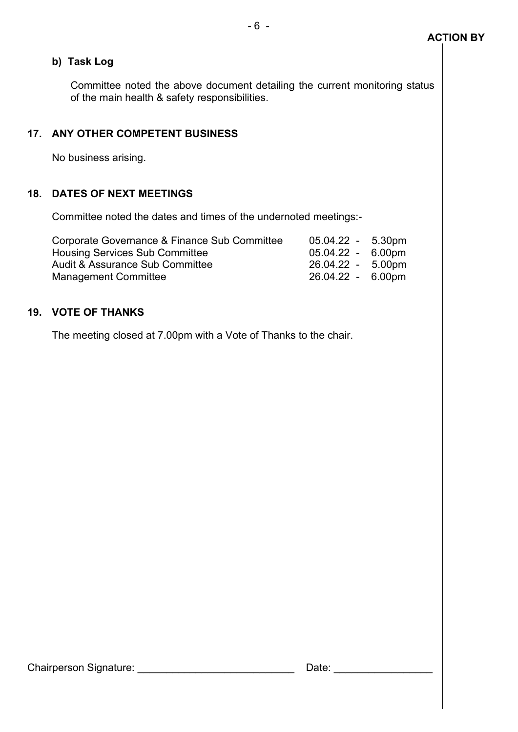**ACTION BY**

**b) Task Log**

Committee noted the above document detailing the current monitoring status of the main health & safety responsibilities.

**17. ANY OTHER COMPETENT BUSINESS**

No business arising.

**18. DATES OF NEXT MEETINGS**

Committee noted the dates and times of the undernoted meetings:-

| | | |
|---|---|---|
| Corporate Governance & Finance Sub Committee | 05.04.22 - | 5.30pm |
| Housing Services Sub Committee | 05.04.22 - | 6.00pm |
| Audit & Assurance Sub Committee | 26.04.22 - | 5.00pm |
| Management Committee | 26.04.22 - | 6.00pm |

**19. VOTE OF THANKS**

The meeting closed at 7.00pm with a Vote of Thanks to the chair.

Chairperson Signature: ___________________________ Date: _________________